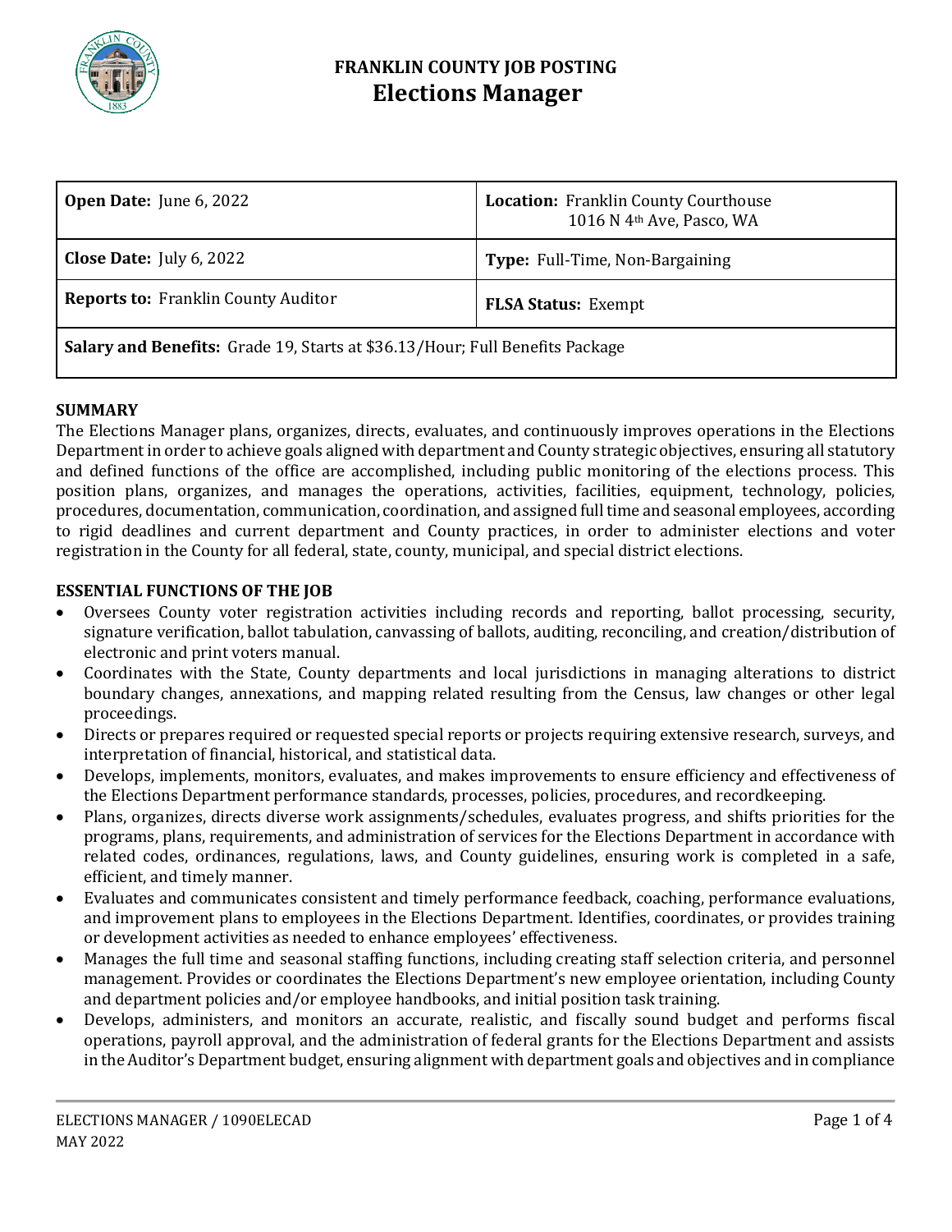# FRANKLIN COUNTY JOB POSTING
# Elections Manager

| **Open Date:** June 6, 2022 | **Location:** Franklin County Courthouse 1016 N 4th Ave, Pasco, WA |
|---|---|
| **Close Date:** July 6, 2022 | **Type:** Full-Time, Non-Bargaining |
| **Reports to:** Franklin County Auditor | **FLSA Status:** Exempt |
| **Salary and Benefits:** Grade 19, Starts at $36.13/Hour; Full Benefits Package | |

## SUMMARY

The Elections Manager plans, organizes, directs, evaluates, and continuously improves operations in the Elections Department in order to achieve goals aligned with department and County strategic objectives, ensuring all statutory and defined functions of the office are accomplished, including public monitoring of the elections process. This position plans, organizes, and manages the operations, activities, facilities, equipment, technology, policies, procedures, documentation, communication, coordination, and assigned full time and seasonal employees, according to rigid deadlines and current department and County practices, in order to administer elections and voter registration in the County for all federal, state, county, municipal, and special district elections.

## ESSENTIAL FUNCTIONS OF THE JOB

- Oversees County voter registration activities including records and reporting, ballot processing, security, signature verification, ballot tabulation, canvassing of ballots, auditing, reconciling, and creation/distribution of electronic and print voters manual.
- Coordinates with the State, County departments and local jurisdictions in managing alterations to district boundary changes, annexations, and mapping related resulting from the Census, law changes or other legal proceedings.
- Directs or prepares required or requested special reports or projects requiring extensive research, surveys, and interpretation of financial, historical, and statistical data.
- Develops, implements, monitors, evaluates, and makes improvements to ensure efficiency and effectiveness of the Elections Department performance standards, processes, policies, procedures, and recordkeeping.
- Plans, organizes, directs diverse work assignments/schedules, evaluates progress, and shifts priorities for the programs, plans, requirements, and administration of services for the Elections Department in accordance with related codes, ordinances, regulations, laws, and County guidelines, ensuring work is completed in a safe, efficient, and timely manner.
- Evaluates and communicates consistent and timely performance feedback, coaching, performance evaluations, and improvement plans to employees in the Elections Department. Identifies, coordinates, or provides training or development activities as needed to enhance employees' effectiveness.
- Manages the full time and seasonal staffing functions, including creating staff selection criteria, and personnel management. Provides or coordinates the Elections Department's new employee orientation, including County and department policies and/or employee handbooks, and initial position task training.
- Develops, administers, and monitors an accurate, realistic, and fiscally sound budget and performs fiscal operations, payroll approval, and the administration of federal grants for the Elections Department and assists in the Auditor's Department budget, ensuring alignment with department goals and objectives and in compliance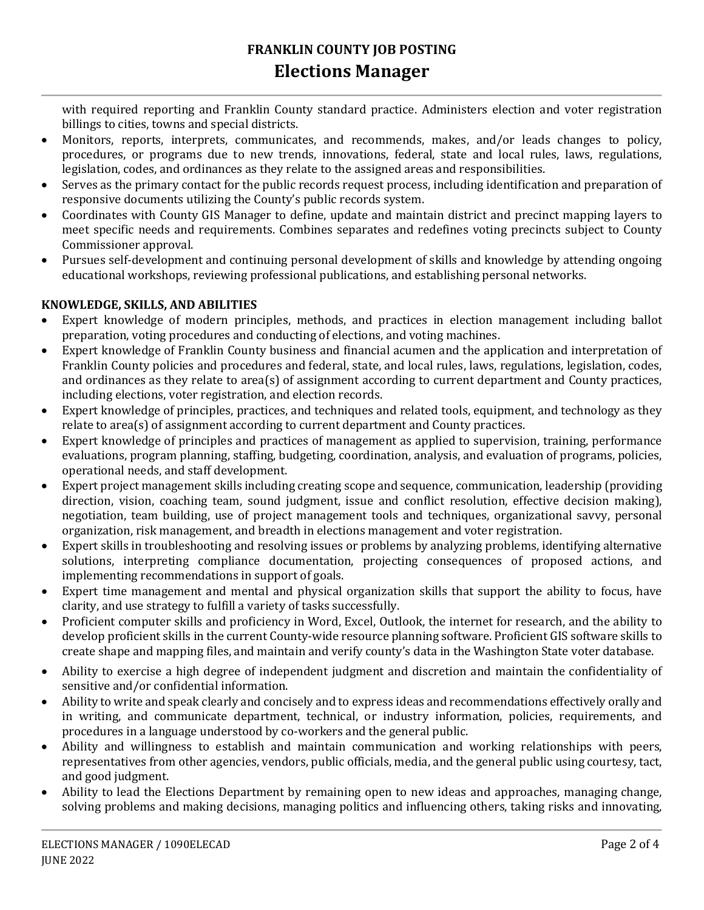with required reporting and Franklin County standard practice. Administers election and voter registration billings to cities, towns and special districts.

- Monitors, reports, interprets, communicates, and recommends, makes, and/or leads changes to policy, procedures, or programs due to new trends, innovations, federal, state and local rules, laws, regulations, legislation, codes, and ordinances as they relate to the assigned areas and responsibilities.
- Serves as the primary contact for the public records request process, including identification and preparation of responsive documents utilizing the County's public records system.
- Coordinates with County GIS Manager to define, update and maintain district and precinct mapping layers to meet specific needs and requirements. Combines separates and redefines voting precincts subject to County Commissioner approval.
- Pursues self-development and continuing personal development of skills and knowledge by attending ongoing educational workshops, reviewing professional publications, and establishing personal networks.

**KNOWLEDGE, SKILLS, AND ABILITIES**

- Expert knowledge of modern principles, methods, and practices in election management including ballot preparation, voting procedures and conducting of elections, and voting machines.
- Expert knowledge of Franklin County business and financial acumen and the application and interpretation of Franklin County policies and procedures and federal, state, and local rules, laws, regulations, legislation, codes, and ordinances as they relate to area(s) of assignment according to current department and County practices, including elections, voter registration, and election records.
- Expert knowledge of principles, practices, and techniques and related tools, equipment, and technology as they relate to area(s) of assignment according to current department and County practices.
- Expert knowledge of principles and practices of management as applied to supervision, training, performance evaluations, program planning, staffing, budgeting, coordination, analysis, and evaluation of programs, policies, operational needs, and staff development.
- Expert project management skills including creating scope and sequence, communication, leadership (providing direction, vision, coaching team, sound judgment, issue and conflict resolution, effective decision making), negotiation, team building, use of project management tools and techniques, organizational savvy, personal organization, risk management, and breadth in elections management and voter registration.
- Expert skills in troubleshooting and resolving issues or problems by analyzing problems, identifying alternative solutions, interpreting compliance documentation, projecting consequences of proposed actions, and implementing recommendations in support of goals.
- Expert time management and mental and physical organization skills that support the ability to focus, have clarity, and use strategy to fulfill a variety of tasks successfully.
- Proficient computer skills and proficiency in Word, Excel, Outlook, the internet for research, and the ability to develop proficient skills in the current County-wide resource planning software. Proficient GIS software skills to create shape and mapping files, and maintain and verify county's data in the Washington State voter database.
- Ability to exercise a high degree of independent judgment and discretion and maintain the confidentiality of sensitive and/or confidential information.
- Ability to write and speak clearly and concisely and to express ideas and recommendations effectively orally and in writing, and communicate department, technical, or industry information, policies, requirements, and procedures in a language understood by co-workers and the general public.
- Ability and willingness to establish and maintain communication and working relationships with peers, representatives from other agencies, vendors, public officials, media, and the general public using courtesy, tact, and good judgment.
- Ability to lead the Elections Department by remaining open to new ideas and approaches, managing change, solving problems and making decisions, managing politics and influencing others, taking risks and innovating,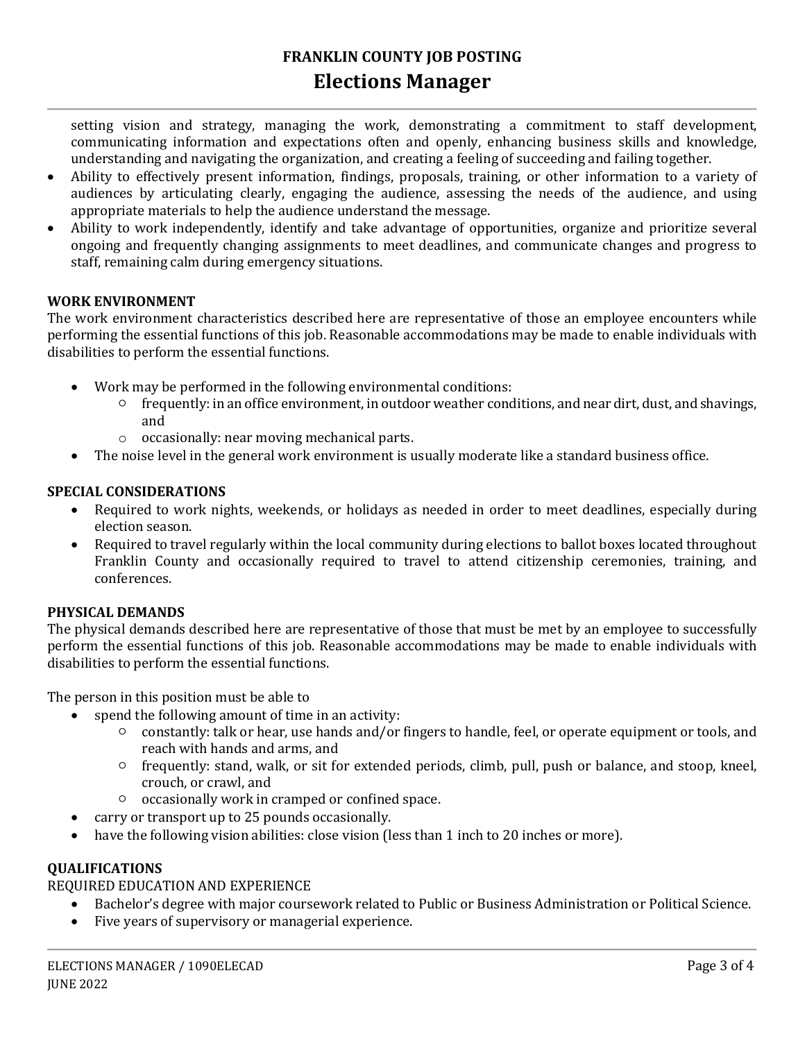setting vision and strategy, managing the work, demonstrating a commitment to staff development, communicating information and expectations often and openly, enhancing business skills and knowledge, understanding and navigating the organization, and creating a feeling of succeeding and failing together.
- Ability to effectively present information, findings, proposals, training, or other information to a variety of audiences by articulating clearly, engaging the audience, assessing the needs of the audience, and using appropriate materials to help the audience understand the message.
- Ability to work independently, identify and take advantage of opportunities, organize and prioritize several ongoing and frequently changing assignments to meet deadlines, and communicate changes and progress to staff, remaining calm during emergency situations.

**WORK ENVIRONMENT**

The work environment characteristics described here are representative of those an employee encounters while performing the essential functions of this job. Reasonable accommodations may be made to enable individuals with disabilities to perform the essential functions.

- Work may be performed in the following environmental conditions:
  - frequently: in an office environment, in outdoor weather conditions, and near dirt, dust, and shavings, and
  - occasionally: near moving mechanical parts.
- The noise level in the general work environment is usually moderate like a standard business office.

**SPECIAL CONSIDERATIONS**

- Required to work nights, weekends, or holidays as needed in order to meet deadlines, especially during election season.
- Required to travel regularly within the local community during elections to ballot boxes located throughout Franklin County and occasionally required to travel to attend citizenship ceremonies, training, and conferences.

**PHYSICAL DEMANDS**

The physical demands described here are representative of those that must be met by an employee to successfully perform the essential functions of this job. Reasonable accommodations may be made to enable individuals with disabilities to perform the essential functions.

The person in this position must be able to

- spend the following amount of time in an activity:
  - constantly: talk or hear, use hands and/or fingers to handle, feel, or operate equipment or tools, and reach with hands and arms, and
  - frequently: stand, walk, or sit for extended periods, climb, pull, push or balance, and stoop, kneel, crouch, or crawl, and
  - occasionally work in cramped or confined space.
- carry or transport up to 25 pounds occasionally.
- have the following vision abilities: close vision (less than 1 inch to 20 inches or more).

**QUALIFICATIONS**

REQUIRED EDUCATION AND EXPERIENCE

- Bachelor's degree with major coursework related to Public or Business Administration or Political Science.
- Five years of supervisory or managerial experience.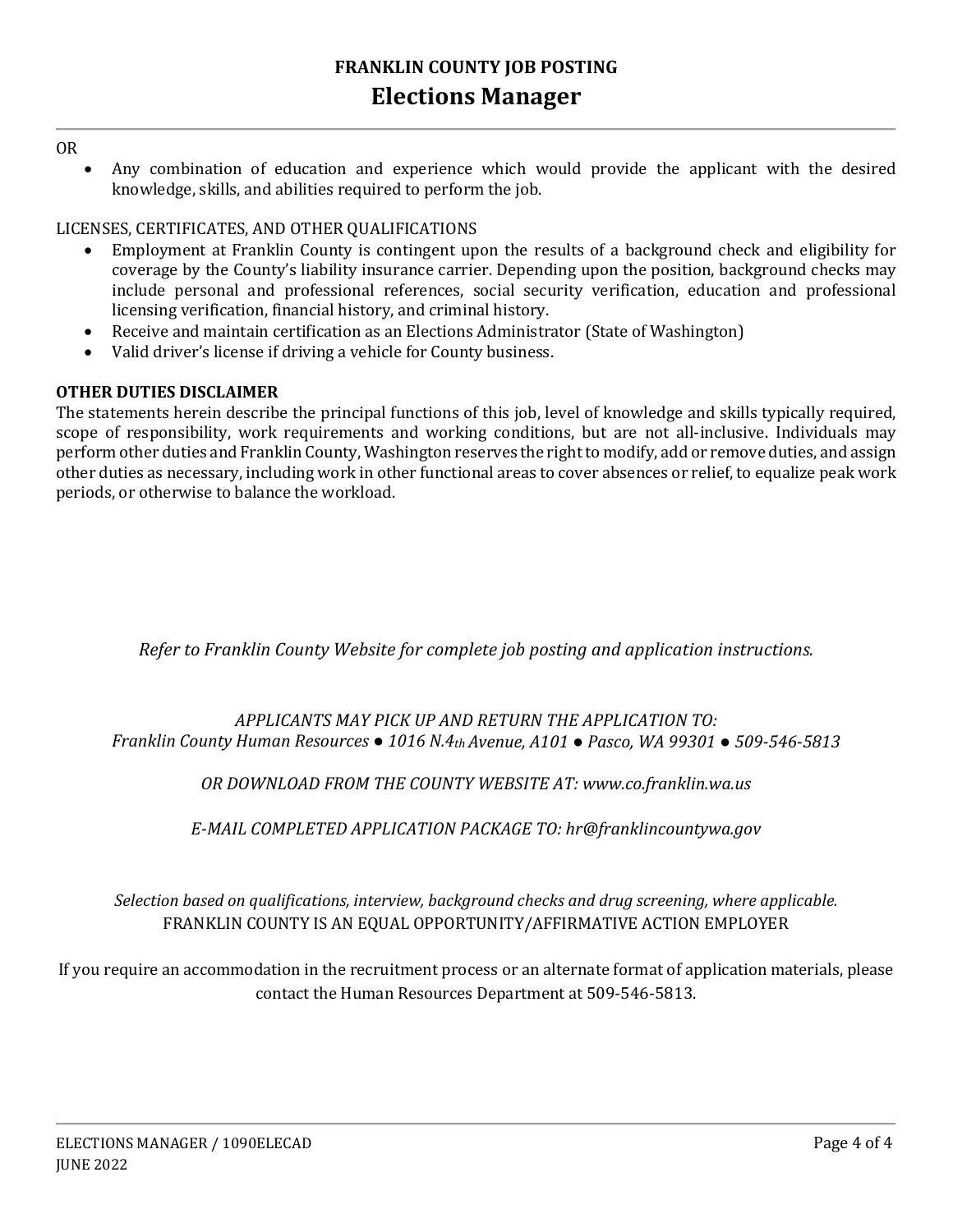OR

- Any combination of education and experience which would provide the applicant with the desired knowledge, skills, and abilities required to perform the job.

LICENSES, CERTIFICATES, AND OTHER QUALIFICATIONS

- Employment at Franklin County is contingent upon the results of a background check and eligibility for coverage by the County's liability insurance carrier. Depending upon the position, background checks may include personal and professional references, social security verification, education and professional licensing verification, financial history, and criminal history.
- Receive and maintain certification as an Elections Administrator (State of Washington)
- Valid driver's license if driving a vehicle for County business.

**OTHER DUTIES DISCLAIMER**

The statements herein describe the principal functions of this job, level of knowledge and skills typically required, scope of responsibility, work requirements and working conditions, but are not all-inclusive. Individuals may perform other duties and Franklin County, Washington reserves the right to modify, add or remove duties, and assign other duties as necessary, including work in other functional areas to cover absences or relief, to equalize peak work periods, or otherwise to balance the workload.

*Refer to Franklin County Website for complete job posting and application instructions.*

*APPLICANTS MAY PICK UP AND RETURN THE APPLICATION TO:*
*Franklin County Human Resources ● 1016 N.4th Avenue, A101 ● Pasco, WA 99301 ● 509-546-5813*

*OR DOWNLOAD FROM THE COUNTY WEBSITE AT: www.co.franklin.wa.us*

*E-MAIL COMPLETED APPLICATION PACKAGE TO: hr@franklincountywa.gov*

*Selection based on qualifications, interview, background checks and drug screening, where applicable.*
FRANKLIN COUNTY IS AN EQUAL OPPORTUNITY/AFFIRMATIVE ACTION EMPLOYER

If you require an accommodation in the recruitment process or an alternate format of application materials, please contact the Human Resources Department at 509-546-5813.